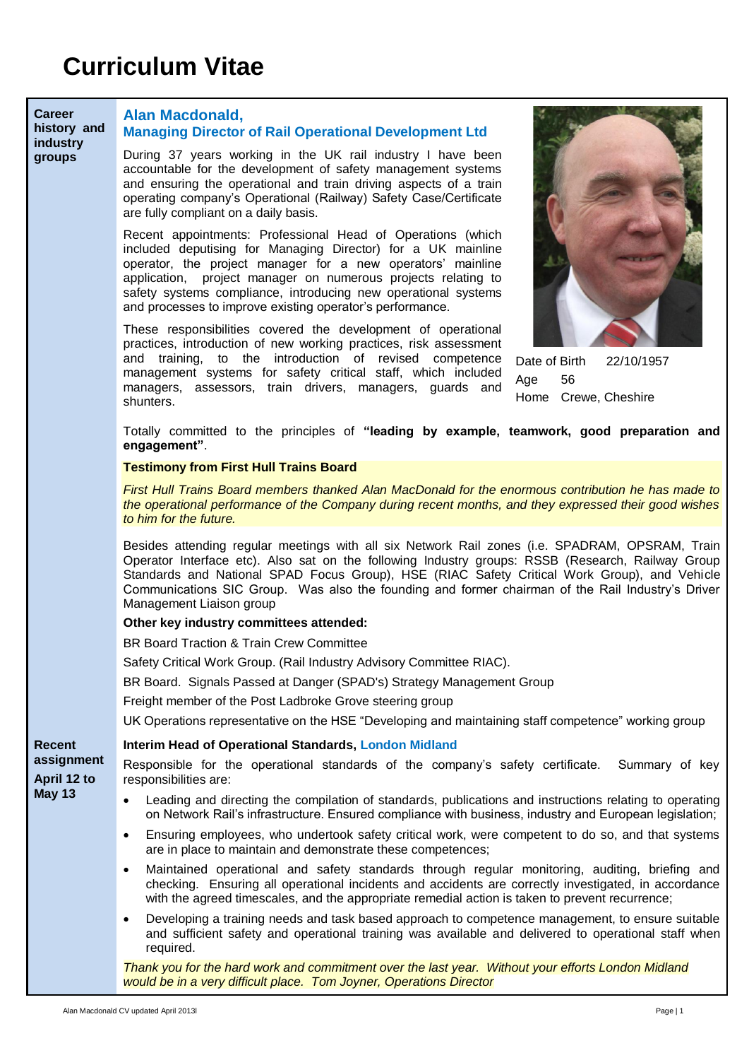# Curriculum Vitae

**Career history and industry groups**

## Alan Macdonald,
## Managing Director of Rail Operational Development Ltd

During 37 years working in the UK rail industry I have been accountable for the development of safety management systems and ensuring the operational and train driving aspects of a train operating company's Operational (Railway) Safety Case/Certificate are fully compliant on a daily basis.

Recent appointments: Professional Head of Operations (which included deputising for Managing Director) for a UK mainline operator, the project manager for a new operators' mainline application, project manager on numerous projects relating to safety systems compliance, introducing new operational systems and processes to improve existing operator's performance.

These responsibilities covered the development of operational practices, introduction of new working practices, risk assessment and training, to the introduction of revised competence management systems for safety critical staff, which included managers, assessors, train drivers, managers, guards and shunters.

Date of Birth 22/10/1957
Age 56
Home Crewe, Cheshire

Totally committed to the principles of **"leading by example, teamwork, good preparation and engagement"**.

**Testimony from First Hull Trains Board**

*First Hull Trains Board members thanked Alan MacDonald for the enormous contribution he has made to the operational performance of the Company during recent months, and they expressed their good wishes to him for the future.*

Besides attending regular meetings with all six Network Rail zones (i.e. SPADRAM, OPSRAM, Train Operator Interface etc). Also sat on the following Industry groups: RSSB (Research, Railway Group Standards and National SPAD Focus Group), HSE (RIAC Safety Critical Work Group), and Vehicle Communications SIC Group. Was also the founding and former chairman of the Rail Industry's Driver Management Liaison group

**Other key industry committees attended:**

BR Board Traction & Train Crew Committee

Safety Critical Work Group. (Rail Industry Advisory Committee RIAC).

BR Board. Signals Passed at Danger (SPAD's) Strategy Management Group

Freight member of the Post Ladbroke Grove steering group

UK Operations representative on the HSE "Developing and maintaining staff competence" working group

**Recent assignment April 12 to May 13**

**Interim Head of Operational Standards, London Midland**

Responsible for the operational standards of the company's safety certificate. Summary of key responsibilities are:

- Leading and directing the compilation of standards, publications and instructions relating to operating on Network Rail's infrastructure. Ensured compliance with business, industry and European legislation;
- Ensuring employees, who undertook safety critical work, were competent to do so, and that systems are in place to maintain and demonstrate these competences;
- Maintained operational and safety standards through regular monitoring, auditing, briefing and checking. Ensuring all operational incidents and accidents are correctly investigated, in accordance with the agreed timescales, and the appropriate remedial action is taken to prevent recurrence;
- Developing a training needs and task based approach to competence management, to ensure suitable and sufficient safety and operational training was available and delivered to operational staff when required.

*Thank you for the hard work and commitment over the last year. Without your efforts London Midland would be in a very difficult place. Tom Joyner, Operations Director*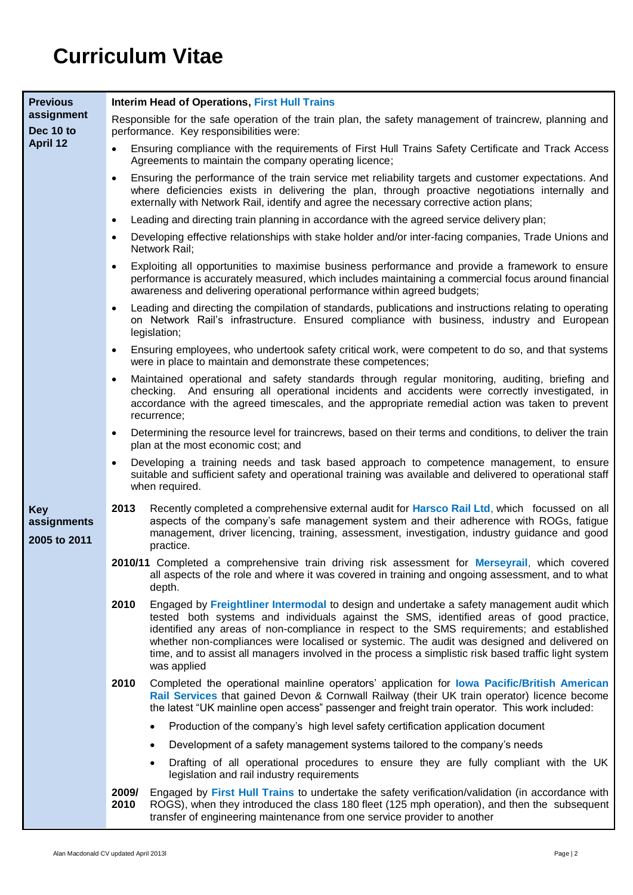# Curriculum Vitae

**Previous assignment Dec 10 to April 12**

**Interim Head of Operations, First Hull Trains**

Responsible for the safe operation of the train plan, the safety management of traincrew, planning and performance. Key responsibilities were:

- Ensuring compliance with the requirements of First Hull Trains Safety Certificate and Track Access Agreements to maintain the company operating licence;
- Ensuring the performance of the train service met reliability targets and customer expectations. And where deficiencies exists in delivering the plan, through proactive negotiations internally and externally with Network Rail, identify and agree the necessary corrective action plans;
- Leading and directing train planning in accordance with the agreed service delivery plan;
- Developing effective relationships with stake holder and/or inter-facing companies, Trade Unions and Network Rail;
- Exploiting all opportunities to maximise business performance and provide a framework to ensure performance is accurately measured, which includes maintaining a commercial focus around financial awareness and delivering operational performance within agreed budgets;
- Leading and directing the compilation of standards, publications and instructions relating to operating on Network Rail's infrastructure. Ensured compliance with business, industry and European legislation;
- Ensuring employees, who undertook safety critical work, were competent to do so, and that systems were in place to maintain and demonstrate these competences;
- Maintained operational and safety standards through regular monitoring, auditing, briefing and checking. And ensuring all operational incidents and accidents were correctly investigated, in accordance with the agreed timescales, and the appropriate remedial action was taken to prevent recurrence;
- Determining the resource level for traincrews, based on their terms and conditions, to deliver the train plan at the most economic cost; and
- Developing a training needs and task based approach to competence management, to ensure suitable and sufficient safety and operational training was available and delivered to operational staff when required.

**Key assignments 2005 to 2011**

**2013** Recently completed a comprehensive external audit for **Harsco Rail Ltd**, which focussed on all aspects of the company's safe management system and their adherence with ROGs, fatigue management, driver licencing, training, assessment, investigation, industry guidance and good practice.

**2010/11** Completed a comprehensive train driving risk assessment for **Merseyrail**, which covered all aspects of the role and where it was covered in training and ongoing assessment, and to what depth.

**2010** Engaged by **Freightliner Intermodal** to design and undertake a safety management audit which tested both systems and individuals against the SMS, identified areas of good practice, identified any areas of non-compliance in respect to the SMS requirements; and established whether non-compliances were localised or systemic. The audit was designed and delivered on time, and to assist all managers involved in the process a simplistic risk based traffic light system was applied

**2010** Completed the operational mainline operators' application for **Iowa Pacific/British American Rail Services** that gained Devon & Cornwall Railway (their UK train operator) licence become the latest "UK mainline open access" passenger and freight train operator. This work included:

- Production of the company's high level safety certification application document
- Development of a safety management systems tailored to the company's needs
- Drafting of all operational procedures to ensure they are fully compliant with the UK legislation and rail industry requirements

**2009/ 2010** Engaged by **First Hull Trains** to undertake the safety verification/validation (in accordance with ROGS), when they introduced the class 180 fleet (125 mph operation), and then the subsequent transfer of engineering maintenance from one service provider to another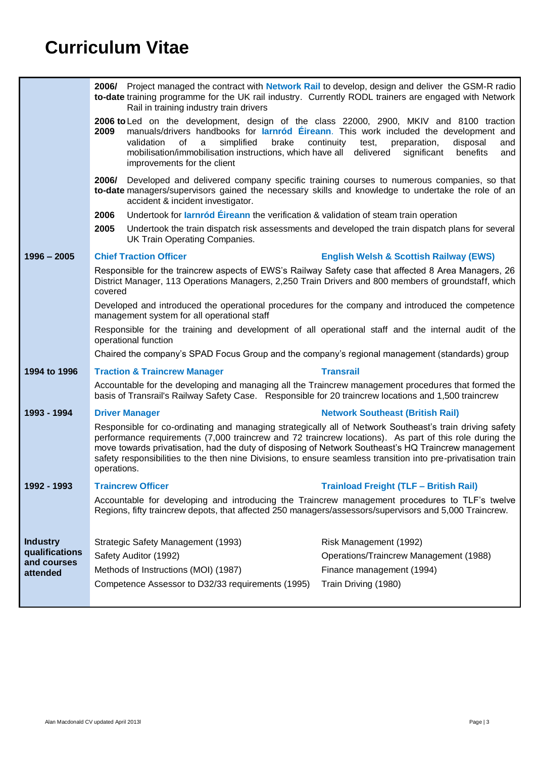# Curriculum Vitae

**2006/ to-date** Project managed the contract with **Network Rail** to develop, design and deliver the GSM-R radio training programme for the UK rail industry. Currently RODL trainers are engaged with Network Rail in training industry train drivers

**2006 to 2009** Led on the development, design of the class 22000, 2900, MKIV and 8100 traction manuals/drivers handbooks for **Iarnród Éireann**. This work included the development and validation of a simplified brake continuity test, preparation, disposal and mobilisation/immobilisation instructions, which have all delivered significant benefits and improvements for the client

**2006/ to-date** Developed and delivered company specific training courses to numerous companies, so that managers/supervisors gained the necessary skills and knowledge to undertake the role of an accident & incident investigator.

**2006** Undertook for **Iarnród Éireann** the verification & validation of steam train operation

**2005** Undertook the train dispatch risk assessments and developed the train dispatch plans for several UK Train Operating Companies.

**1996 – 2005** — **Chief Traction Officer** — **English Welsh & Scottish Railway (EWS)**

Responsible for the traincrew aspects of EWS's Railway Safety case that affected 8 Area Managers, 26 District Manager, 113 Operations Managers, 2,250 Train Drivers and 800 members of groundstaff, which covered

Developed and introduced the operational procedures for the company and introduced the competence management system for all operational staff

Responsible for the training and development of all operational staff and the internal audit of the operational function

Chaired the company's SPAD Focus Group and the company's regional management (standards) group

**1994 to 1996** — **Traction & Traincrew Manager** — **Transrail**

Accountable for the developing and managing all the Traincrew management procedures that formed the basis of Transrail's Railway Safety Case. Responsible for 20 traincrew locations and 1,500 traincrew

**1993 - 1994** — **Driver Manager** — **Network Southeast (British Rail)**

Responsible for co-ordinating and managing strategically all of Network Southeast's train driving safety performance requirements (7,000 traincrew and 72 traincrew locations). As part of this role during the move towards privatisation, had the duty of disposing of Network Southeast's HQ Traincrew management safety responsibilities to the then nine Divisions, to ensure seamless transition into pre-privatisation train operations.

**1992 - 1993** — **Traincrew Officer** — **Trainload Freight (TLF – British Rail)**

Accountable for developing and introducing the Traincrew management procedures to TLF's twelve Regions, fifty traincrew depots, that affected 250 managers/assessors/supervisors and 5,000 Traincrew.

**Industry qualifications and courses attended**

- Strategic Safety Management (1993)
- Risk Management (1992)
- Safety Auditor (1992)
- Operations/Traincrew Management (1988)
- Methods of Instructions (MOI) (1987)
- Finance management (1994)
- Competence Assessor to D32/33 requirements (1995)
- Train Driving (1980)